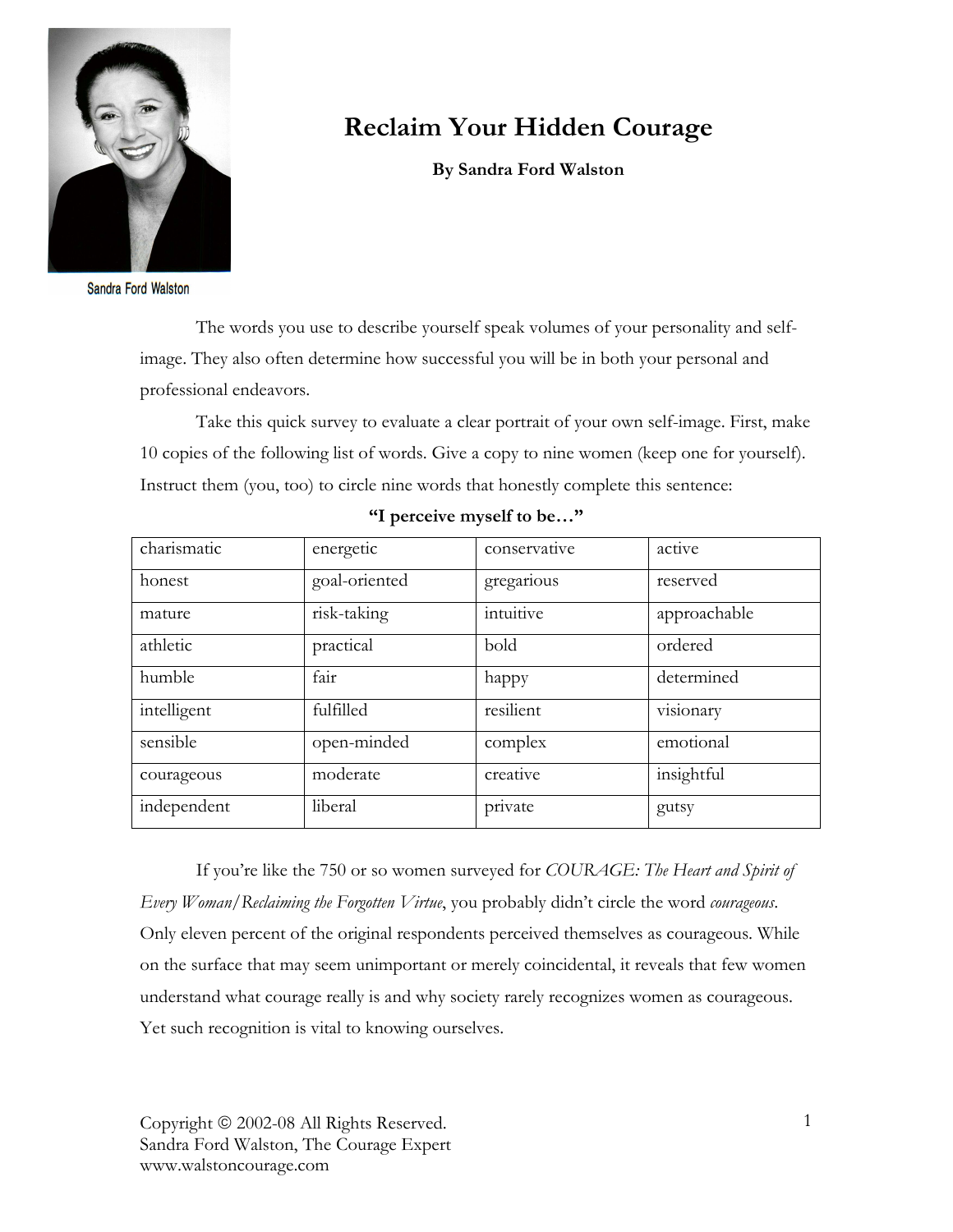# Reclaim Your Hidden Courage

**By Sandra Ford Walston**

Sandra Ford Walston

The words you use to describe yourself speak volumes of your personality and self-image. They also often determine how successful you will be in both your personal and professional endeavors.

Take this quick survey to evaluate a clear portrait of your own self-image. First, make 10 copies of the following list of words. Give a copy to nine women (keep one for yourself). Instruct them (you, too) to circle nine words that honestly complete this sentence:

**"I perceive myself to be…"**

| | | | |
|---|---|---|---|
| charismatic | energetic | conservative | active |
| honest | goal-oriented | gregarious | reserved |
| mature | risk-taking | intuitive | approachable |
| athletic | practical | bold | ordered |
| humble | fair | happy | determined |
| intelligent | fulfilled | resilient | visionary |
| sensible | open-minded | complex | emotional |
| courageous | moderate | creative | insightful |
| independent | liberal | private | gutsy |

If you're like the 750 or so women surveyed for *COURAGE: The Heart and Spirit of Every Woman/Reclaiming the Forgotten Virtue*, you probably didn't circle the word *courageous*. Only eleven percent of the original respondents perceived themselves as courageous. While on the surface that may seem unimportant or merely coincidental, it reveals that few women understand what courage really is and why society rarely recognizes women as courageous. Yet such recognition is vital to knowing ourselves.

Copyright © 2002-08 All Rights Reserved.
Sandra Ford Walston, The Courage Expert
www.walstoncourage.com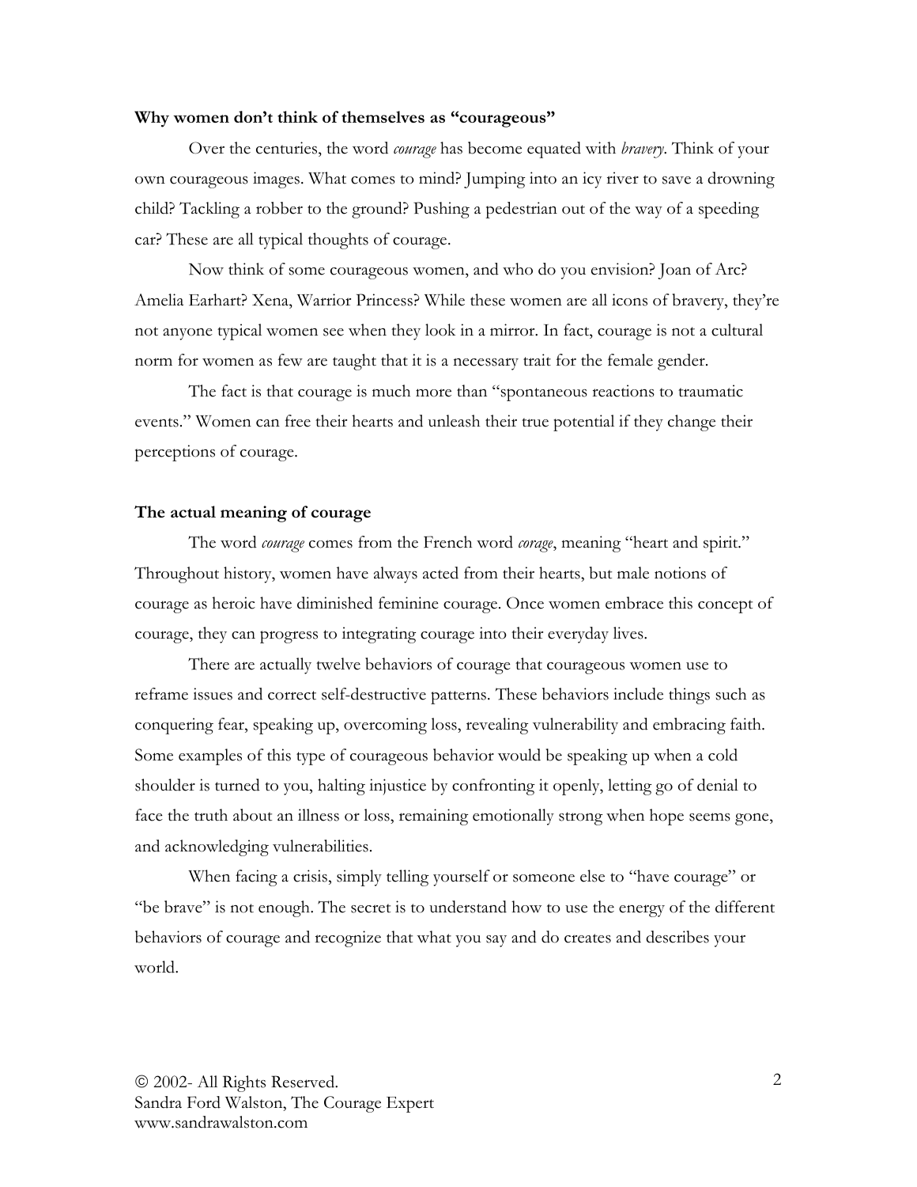**Why women don't think of themselves as "courageous"**

Over the centuries, the word *courage* has become equated with *bravery*. Think of your own courageous images. What comes to mind? Jumping into an icy river to save a drowning child? Tackling a robber to the ground? Pushing a pedestrian out of the way of a speeding car? These are all typical thoughts of courage.

Now think of some courageous women, and who do you envision? Joan of Arc? Amelia Earhart? Xena, Warrior Princess? While these women are all icons of bravery, they're not anyone typical women see when they look in a mirror. In fact, courage is not a cultural norm for women as few are taught that it is a necessary trait for the female gender.

The fact is that courage is much more than "spontaneous reactions to traumatic events." Women can free their hearts and unleash their true potential if they change their perceptions of courage.

**The actual meaning of courage**

The word *courage* comes from the French word *corage*, meaning "heart and spirit." Throughout history, women have always acted from their hearts, but male notions of courage as heroic have diminished feminine courage. Once women embrace this concept of courage, they can progress to integrating courage into their everyday lives.

There are actually twelve behaviors of courage that courageous women use to reframe issues and correct self-destructive patterns. These behaviors include things such as conquering fear, speaking up, overcoming loss, revealing vulnerability and embracing faith. Some examples of this type of courageous behavior would be speaking up when a cold shoulder is turned to you, halting injustice by confronting it openly, letting go of denial to face the truth about an illness or loss, remaining emotionally strong when hope seems gone, and acknowledging vulnerabilities.

When facing a crisis, simply telling yourself or someone else to "have courage" or "be brave" is not enough. The secret is to understand how to use the energy of the different behaviors of courage and recognize that what you say and do creates and describes your world.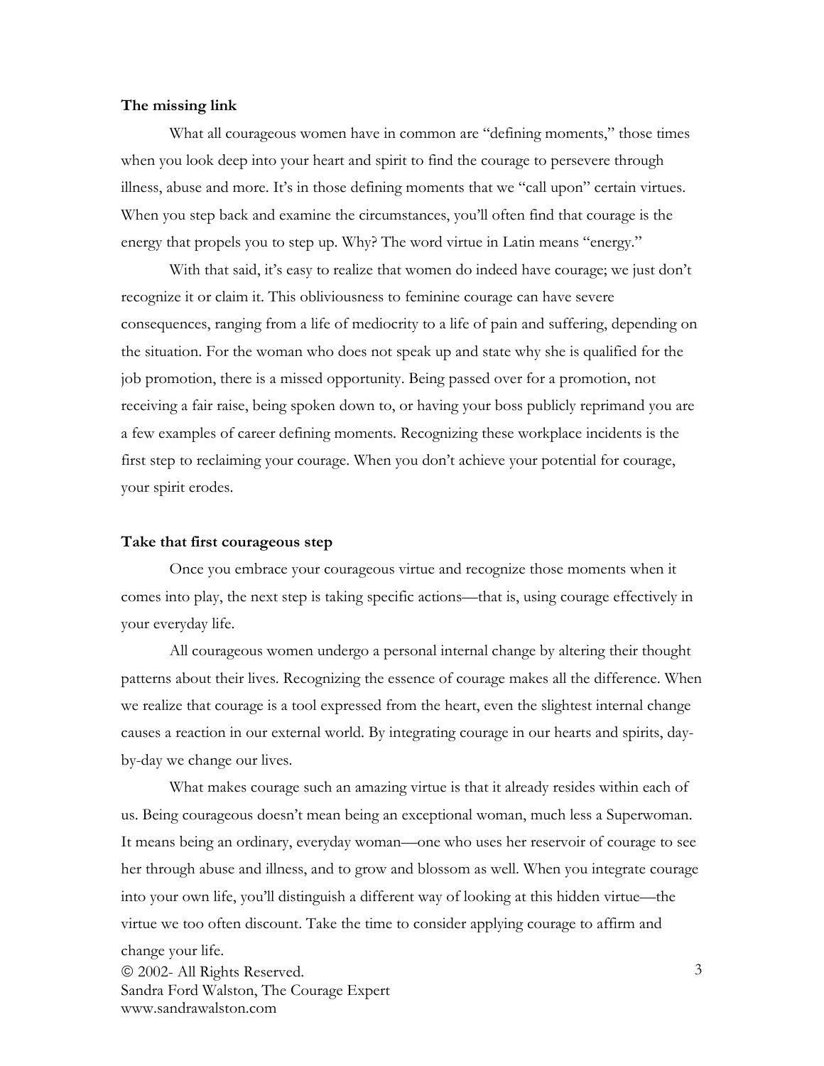**The missing link**

What all courageous women have in common are "defining moments," those times when you look deep into your heart and spirit to find the courage to persevere through illness, abuse and more. It's in those defining moments that we "call upon" certain virtues. When you step back and examine the circumstances, you'll often find that courage is the energy that propels you to step up. Why? The word virtue in Latin means "energy."

With that said, it's easy to realize that women do indeed have courage; we just don't recognize it or claim it. This obliviousness to feminine courage can have severe consequences, ranging from a life of mediocrity to a life of pain and suffering, depending on the situation. For the woman who does not speak up and state why she is qualified for the job promotion, there is a missed opportunity. Being passed over for a promotion, not receiving a fair raise, being spoken down to, or having your boss publicly reprimand you are a few examples of career defining moments. Recognizing these workplace incidents is the first step to reclaiming your courage. When you don't achieve your potential for courage, your spirit erodes.

**Take that first courageous step**

Once you embrace your courageous virtue and recognize those moments when it comes into play, the next step is taking specific actions—that is, using courage effectively in your everyday life.

All courageous women undergo a personal internal change by altering their thought patterns about their lives. Recognizing the essence of courage makes all the difference. When we realize that courage is a tool expressed from the heart, even the slightest internal change causes a reaction in our external world. By integrating courage in our hearts and spirits, day-by-day we change our lives.

What makes courage such an amazing virtue is that it already resides within each of us. Being courageous doesn't mean being an exceptional woman, much less a Superwoman. It means being an ordinary, everyday woman—one who uses her reservoir of courage to see her through abuse and illness, and to grow and blossom as well. When you integrate courage into your own life, you'll distinguish a different way of looking at this hidden virtue—the virtue we too often discount. Take the time to consider applying courage to affirm and change your life.

© 2002- All Rights Reserved.
Sandra Ford Walston, The Courage Expert
www.sandrawalston.com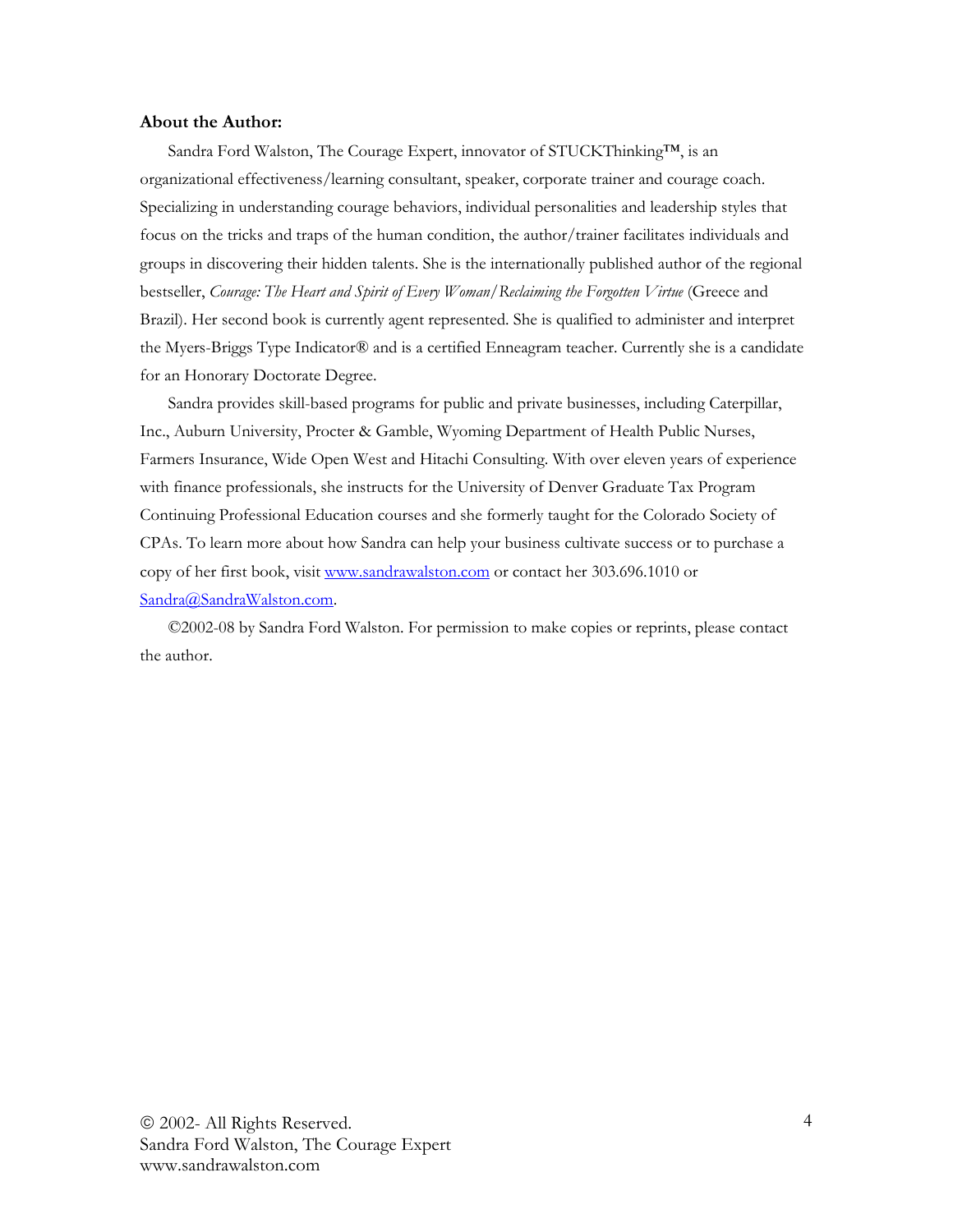**About the Author:**

Sandra Ford Walston, The Courage Expert, innovator of STUCKThinking™, is an organizational effectiveness/learning consultant, speaker, corporate trainer and courage coach. Specializing in understanding courage behaviors, individual personalities and leadership styles that focus on the tricks and traps of the human condition, the author/trainer facilitates individuals and groups in discovering their hidden talents. She is the internationally published author of the regional bestseller, *Courage: The Heart and Spirit of Every Woman/Reclaiming the Forgotten Virtue* (Greece and Brazil). Her second book is currently agent represented. She is qualified to administer and interpret the Myers-Briggs Type Indicator® and is a certified Enneagram teacher. Currently she is a candidate for an Honorary Doctorate Degree.

Sandra provides skill-based programs for public and private businesses, including Caterpillar, Inc., Auburn University, Procter & Gamble, Wyoming Department of Health Public Nurses, Farmers Insurance, Wide Open West and Hitachi Consulting. With over eleven years of experience with finance professionals, she instructs for the University of Denver Graduate Tax Program Continuing Professional Education courses and she formerly taught for the Colorado Society of CPAs. To learn more about how Sandra can help your business cultivate success or to purchase a copy of her first book, visit www.sandrawalston.com or contact her 303.696.1010 or Sandra@SandraWalston.com.

©2002-08 by Sandra Ford Walston. For permission to make copies or reprints, please contact the author.